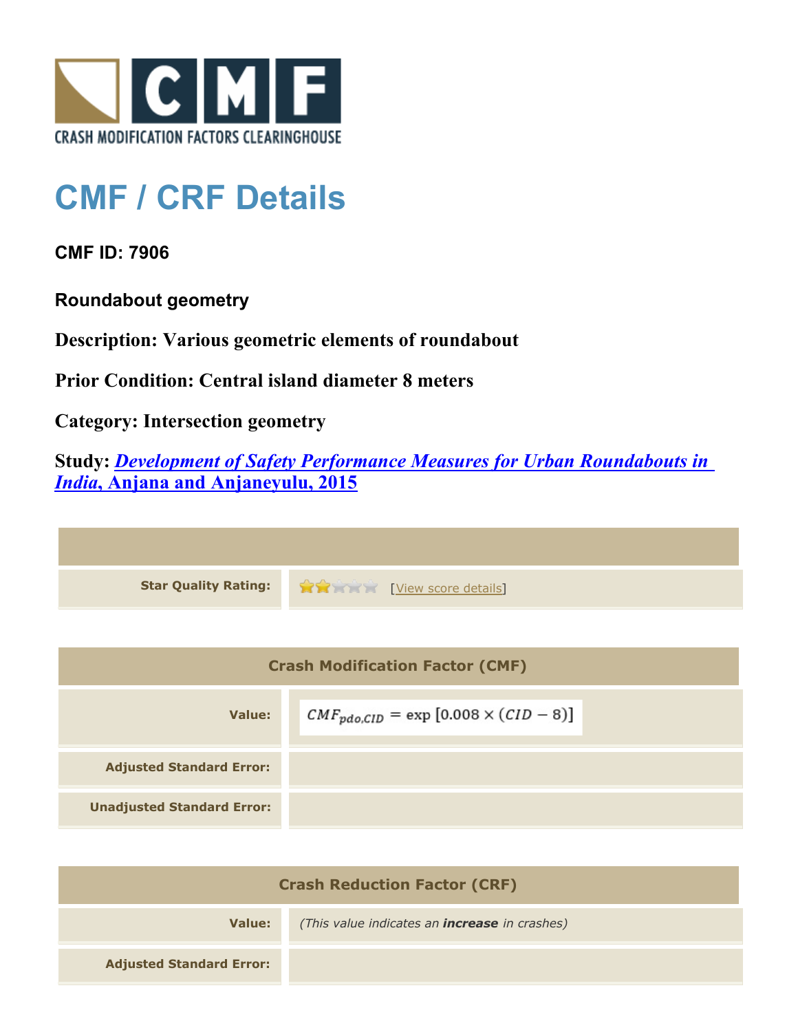# CMF / CRF Details

**CMF ID: 7906**

**Roundabout geometry**

**Description: Various geometric elements of roundabout**

**Prior Condition: Central island diameter 8 meters**

**Category: Intersection geometry**

**Study: *Development of Safety Performance Measures for Urban Roundabouts in India*, Anjana and Anjaneyulu, 2015**

| | |
|---|---|
| **Star Quality Rating:** | [View score details] |

| Crash Modification Factor (CMF) | |
|---|---|
| **Value:** | $CMF_{pdo,CID} = \exp\left[0.008 \times (CID - 8)\right]$ |
| **Adjusted Standard Error:** | |
| **Unadjusted Standard Error:** | |

| Crash Reduction Factor (CRF) | |
|---|---|
| **Value:** | *(This value indicates an **increase** in crashes)* |
| **Adjusted Standard Error:** | |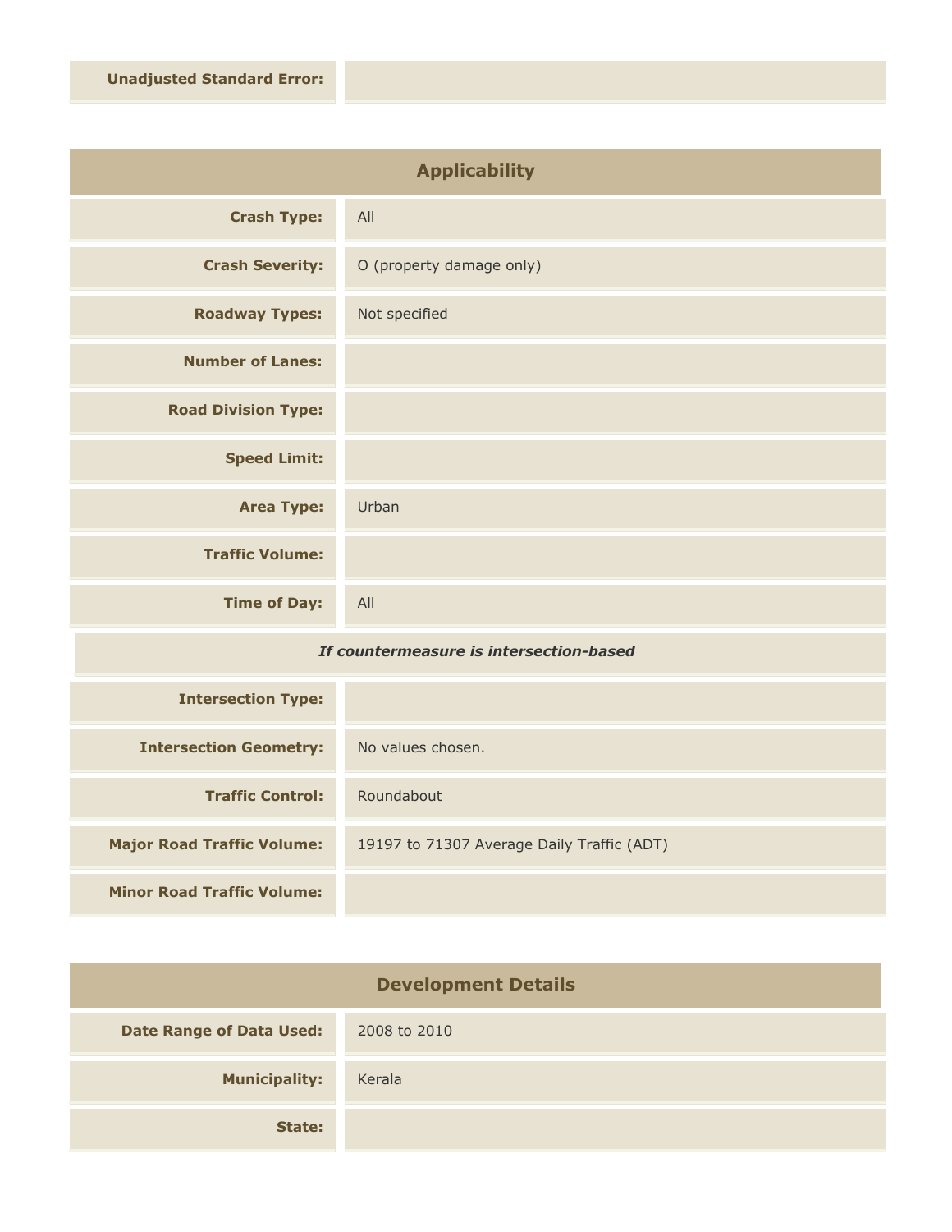| | |
|---|---|
| **Unadjusted Standard Error:** | |

## Applicability

| | |
|---|---|
| **Crash Type:** | All |
| **Crash Severity:** | O (property damage only) |
| **Roadway Types:** | Not specified |
| **Number of Lanes:** | |
| **Road Division Type:** | |
| **Speed Limit:** | |
| **Area Type:** | Urban |
| **Traffic Volume:** | |
| **Time of Day:** | All |

***If countermeasure is intersection-based***

| | |
|---|---|
| **Intersection Type:** | |
| **Intersection Geometry:** | No values chosen. |
| **Traffic Control:** | Roundabout |
| **Major Road Traffic Volume:** | 19197 to 71307 Average Daily Traffic (ADT) |
| **Minor Road Traffic Volume:** | |

## Development Details

| | |
|---|---|
| **Date Range of Data Used:** | 2008 to 2010 |
| **Municipality:** | Kerala |
| **State:** | |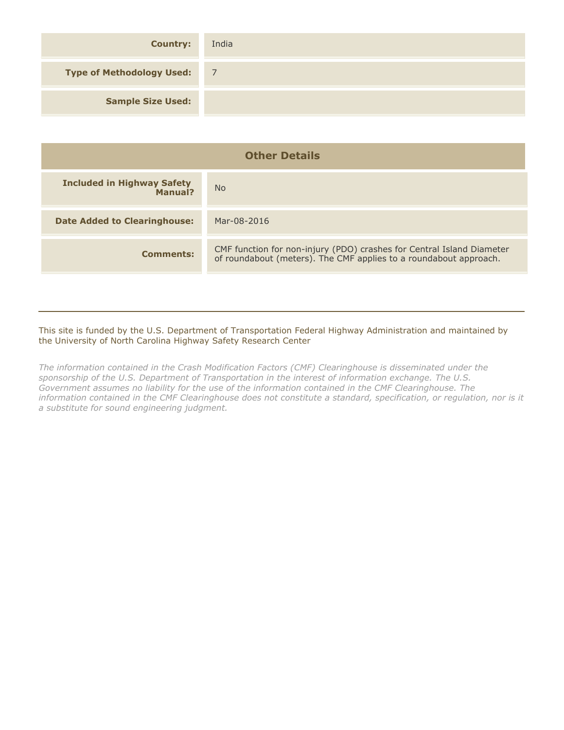| | |
|---|---|
| **Country:** | India |
| **Type of Methodology Used:** | 7 |
| **Sample Size Used:** | |

## Other Details

| | |
|---|---|
| **Included in Highway Safety Manual?** | No |
| **Date Added to Clearinghouse:** | Mar-08-2016 |
| **Comments:** | CMF function for non-injury (PDO) crashes for Central Island Diameter of roundabout (meters). The CMF applies to a roundabout approach. |

---

This site is funded by the U.S. Department of Transportation Federal Highway Administration and maintained by the University of North Carolina Highway Safety Research Center

*The information contained in the Crash Modification Factors (CMF) Clearinghouse is disseminated under the sponsorship of the U.S. Department of Transportation in the interest of information exchange. The U.S. Government assumes no liability for the use of the information contained in the CMF Clearinghouse. The information contained in the CMF Clearinghouse does not constitute a standard, specification, or regulation, nor is it a substitute for sound engineering judgment.*